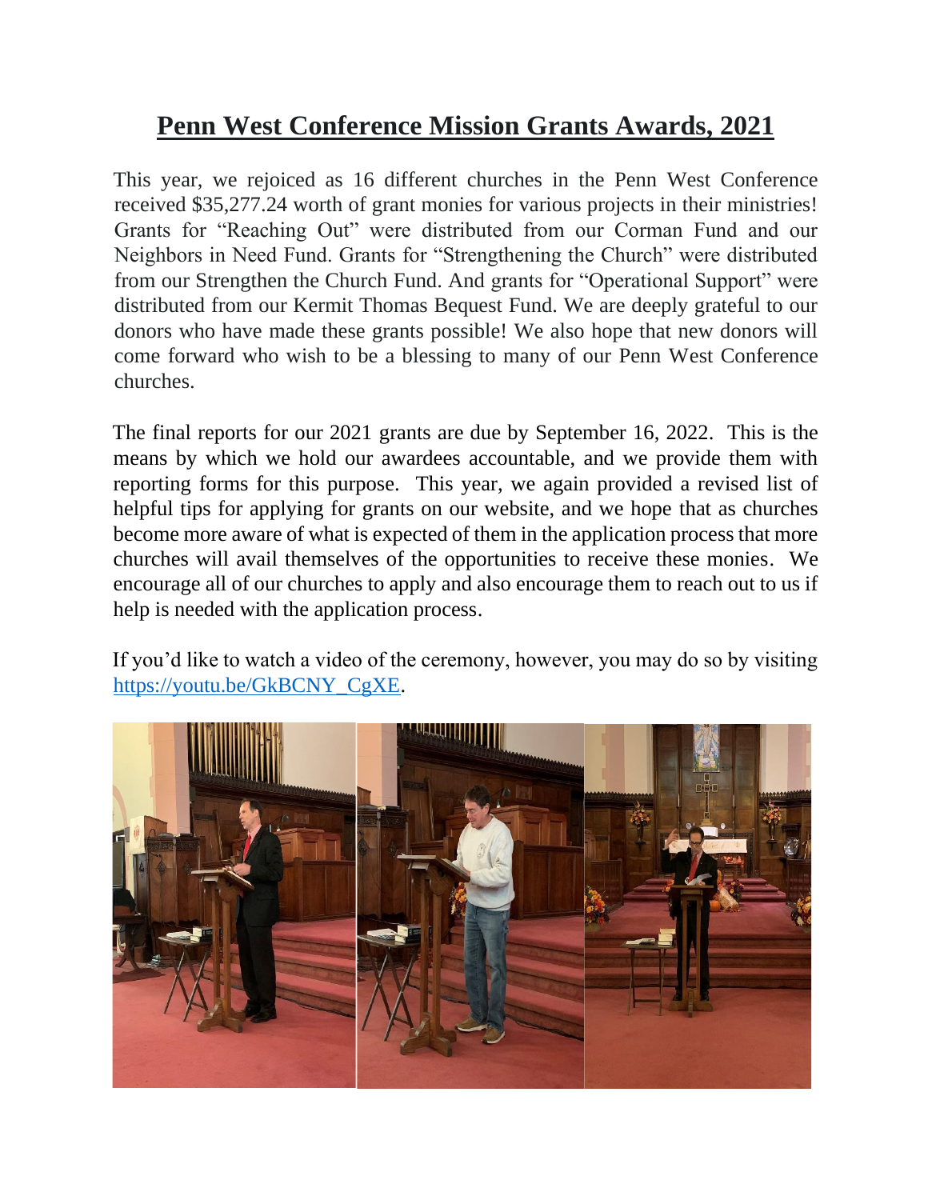# Penn West Conference Mission Grants Awards, 2021

This year, we rejoiced as 16 different churches in the Penn West Conference received $35,277.24 worth of grant monies for various projects in their ministries! Grants for "Reaching Out" were distributed from our Corman Fund and our Neighbors in Need Fund. Grants for "Strengthening the Church" were distributed from our Strengthen the Church Fund. And grants for "Operational Support" were distributed from our Kermit Thomas Bequest Fund. We are deeply grateful to our donors who have made these grants possible! We also hope that new donors will come forward who wish to be a blessing to many of our Penn West Conference churches.

The final reports for our 2021 grants are due by September 16, 2022. This is the means by which we hold our awardees accountable, and we provide them with reporting forms for this purpose. This year, we again provided a revised list of helpful tips for applying for grants on our website, and we hope that as churches become more aware of what is expected of them in the application process that more churches will avail themselves of the opportunities to receive these monies. We encourage all of our churches to apply and also encourage them to reach out to us if help is needed with the application process.

If you'd like to watch a video of the ceremony, however, you may do so by visiting https://youtu.be/GkBCNY_CgXE.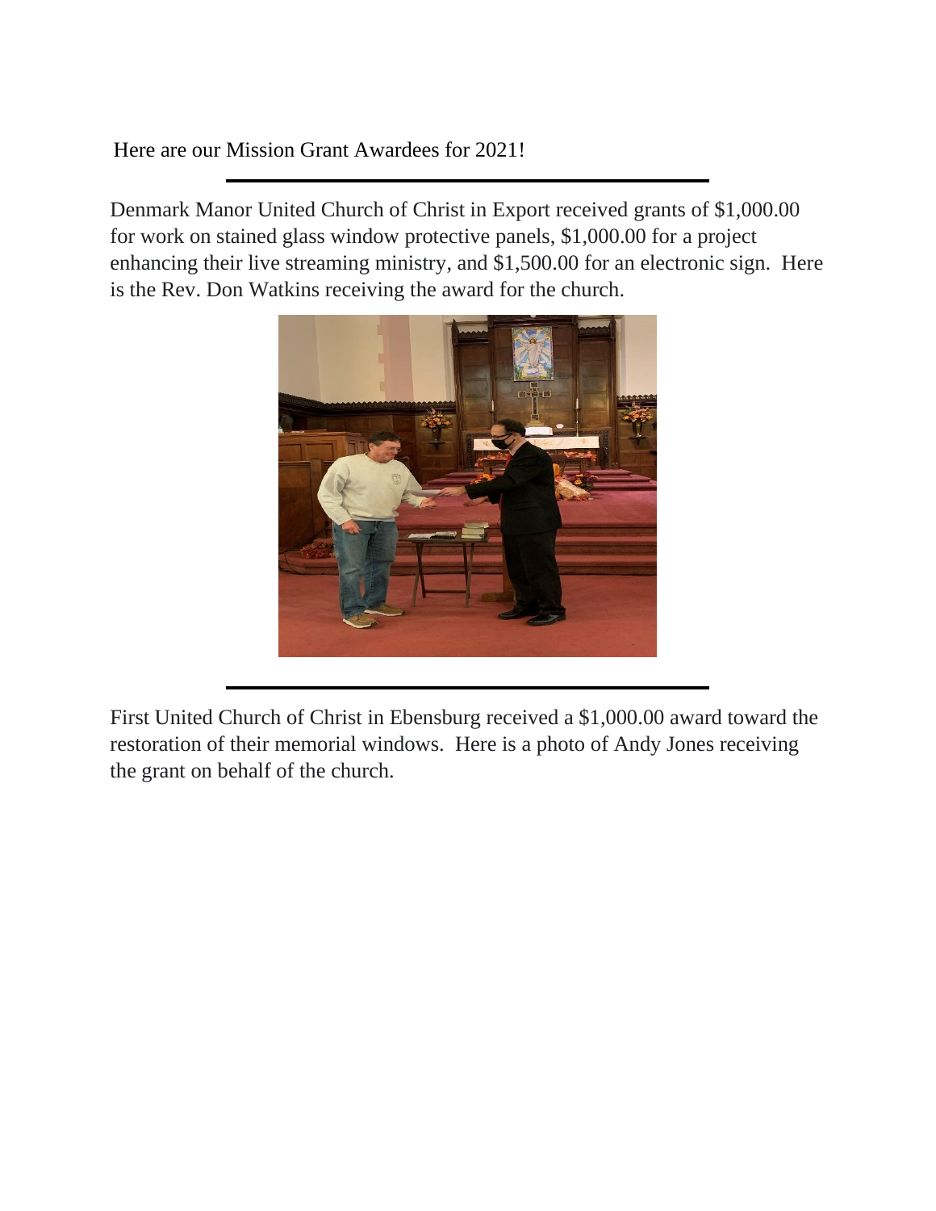Here are our Mission Grant Awardees for 2021!

---

Denmark Manor United Church of Christ in Export received grants of $1,000.00 for work on stained glass window protective panels, $1,000.00 for a project enhancing their live streaming ministry, and $1,500.00 for an electronic sign. Here is the Rev. Don Watkins receiving the award for the church.

---

First United Church of Christ in Ebensburg received a $1,000.00 award toward the restoration of their memorial windows. Here is a photo of Andy Jones receiving the grant on behalf of the church.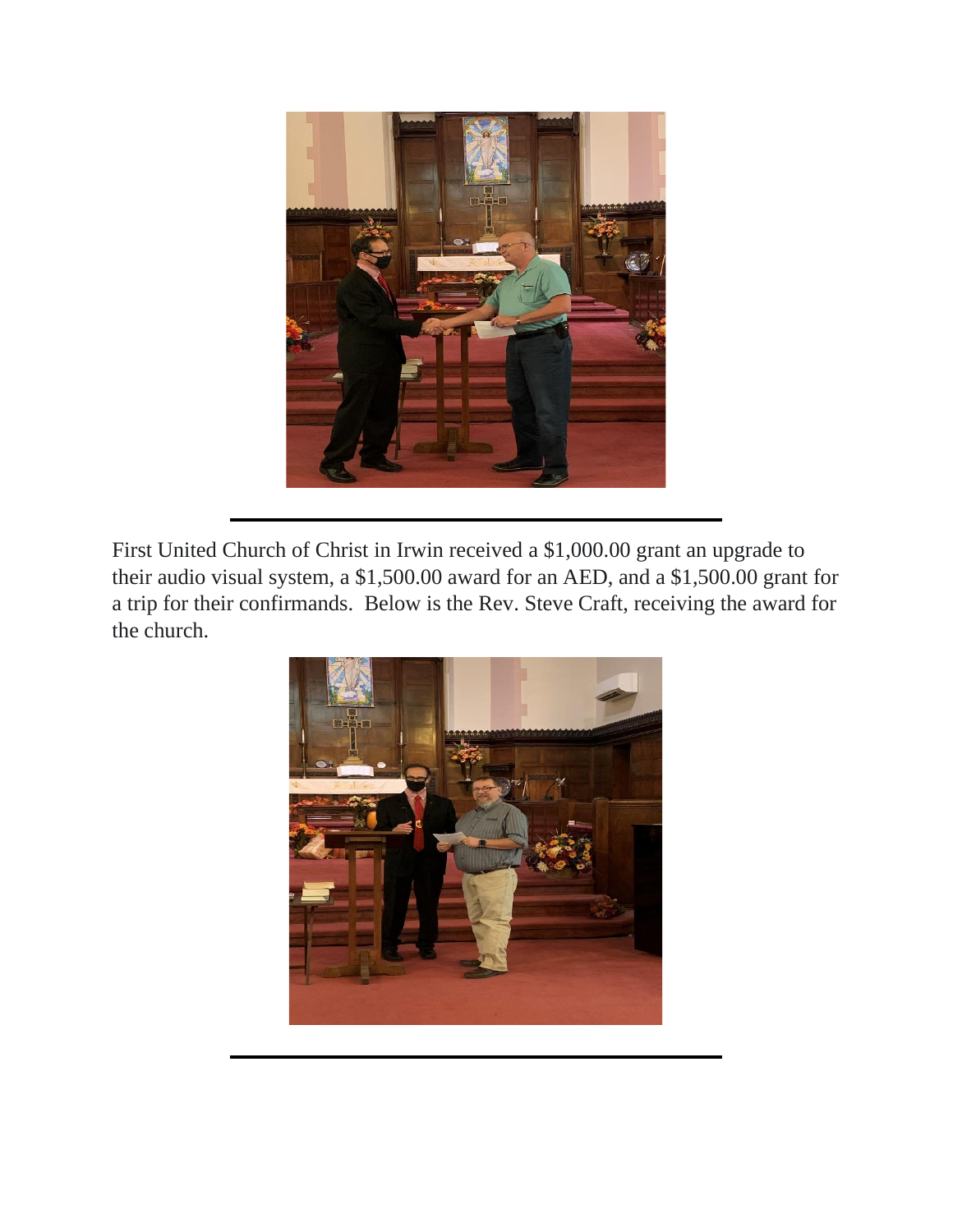First United Church of Christ in Irwin received a $1,000.00 grant an upgrade to their audio visual system, a $1,500.00 award for an AED, and a $1,500.00 grant for a trip for their confirmands.  Below is the Rev. Steve Craft, receiving the award for the church.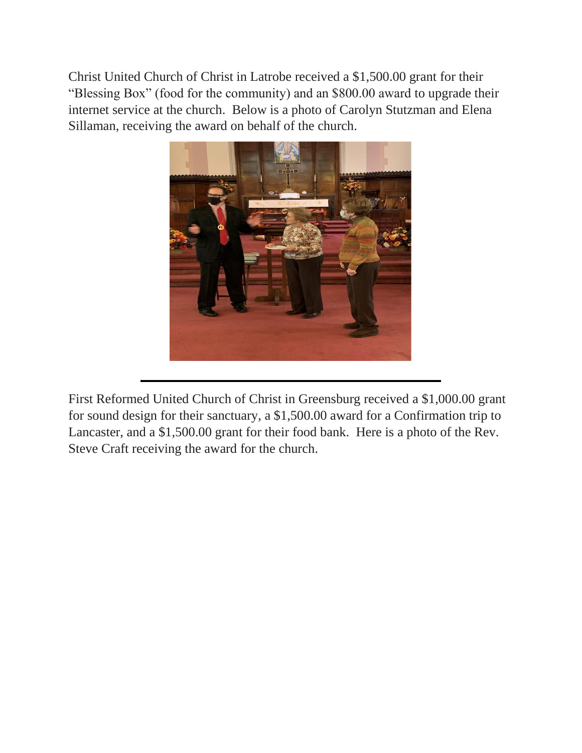Christ United Church of Christ in Latrobe received a $1,500.00 grant for their "Blessing Box" (food for the community) and an $800.00 award to upgrade their internet service at the church. Below is a photo of Carolyn Stutzman and Elena Sillaman, receiving the award on behalf of the church.

---

First Reformed United Church of Christ in Greensburg received a $1,000.00 grant for sound design for their sanctuary, a $1,500.00 award for a Confirmation trip to Lancaster, and a $1,500.00 grant for their food bank. Here is a photo of the Rev. Steve Craft receiving the award for the church.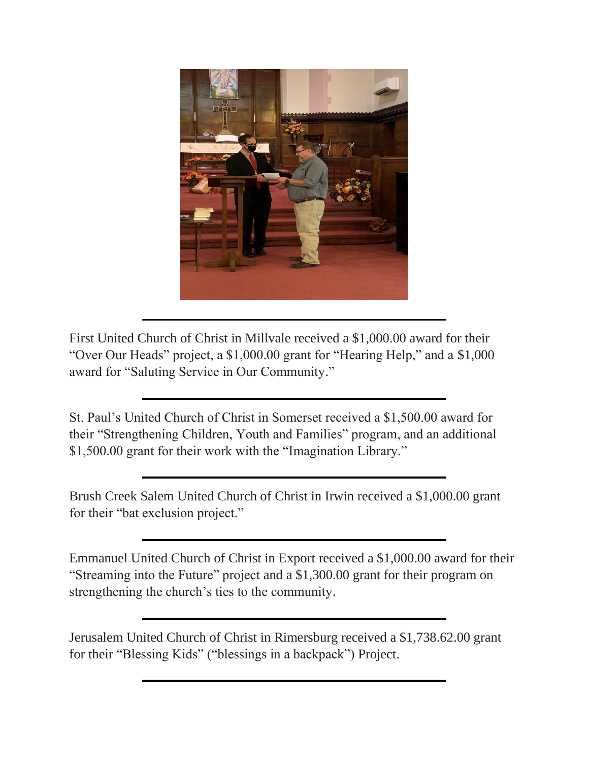---

First United Church of Christ in Millvale received a $1,000.00 award for their "Over Our Heads" project, a $1,000.00 grant for "Hearing Help," and a $1,000 award for "Saluting Service in Our Community."

---

St. Paul's United Church of Christ in Somerset received a $1,500.00 award for their "Strengthening Children, Youth and Families" program, and an additional $1,500.00 grant for their work with the "Imagination Library."

---

Brush Creek Salem United Church of Christ in Irwin received a $1,000.00 grant for their "bat exclusion project."

---

Emmanuel United Church of Christ in Export received a $1,000.00 award for their "Streaming into the Future" project and a $1,300.00 grant for their program on strengthening the church's ties to the community.

---

Jerusalem United Church of Christ in Rimersburg received a $1,738.62.00 grant for their "Blessing Kids" ("blessings in a backpack") Project.

---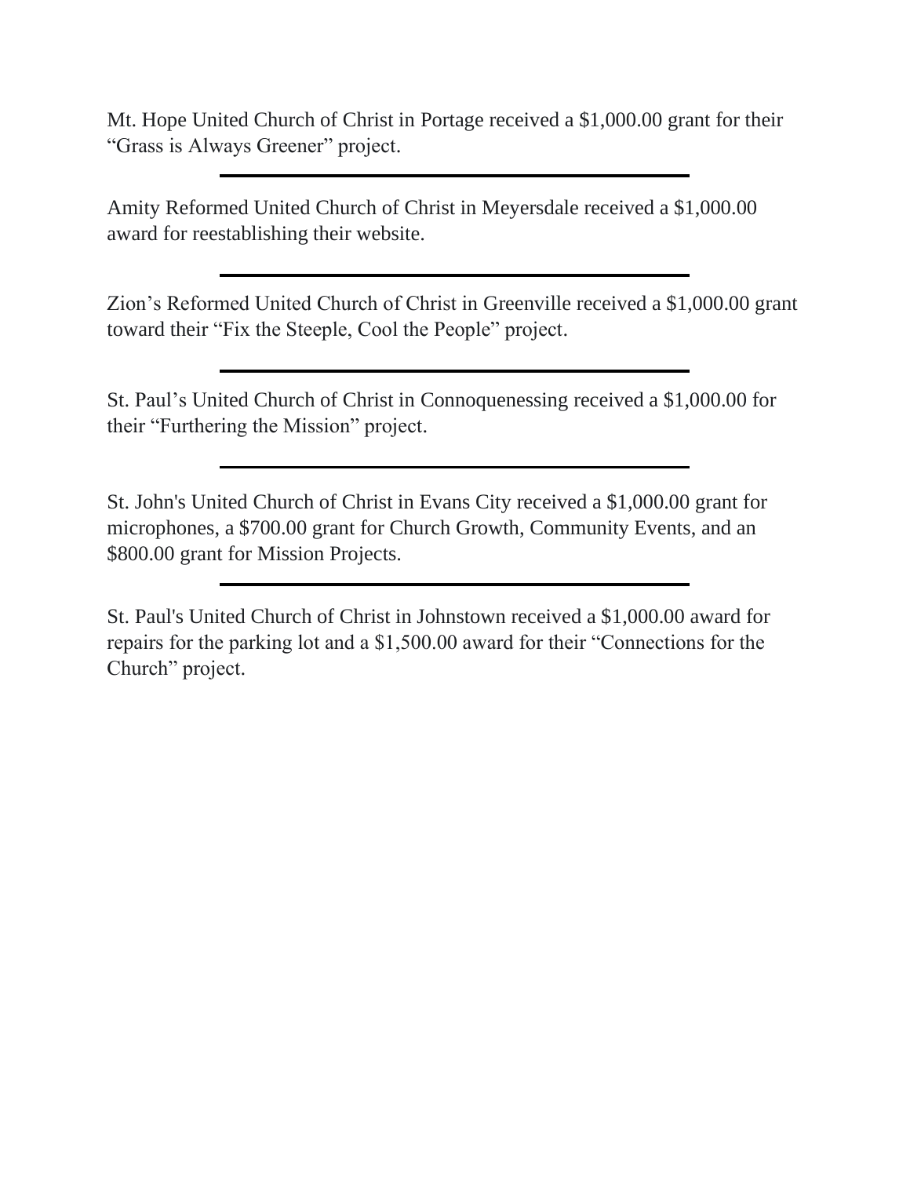Mt. Hope United Church of Christ in Portage received a $1,000.00 grant for their "Grass is Always Greener" project.

---

Amity Reformed United Church of Christ in Meyersdale received a $1,000.00 award for reestablishing their website.

---

Zion's Reformed United Church of Christ in Greenville received a $1,000.00 grant toward their "Fix the Steeple, Cool the People" project.

---

St. Paul's United Church of Christ in Connoquenessing received a $1,000.00 for their "Furthering the Mission" project.

---

St. John's United Church of Christ in Evans City received a $1,000.00 grant for microphones, a $700.00 grant for Church Growth, Community Events, and an $800.00 grant for Mission Projects.

---

St. Paul's United Church of Christ in Johnstown received a $1,000.00 award for repairs for the parking lot and a $1,500.00 award for their "Connections for the Church" project.